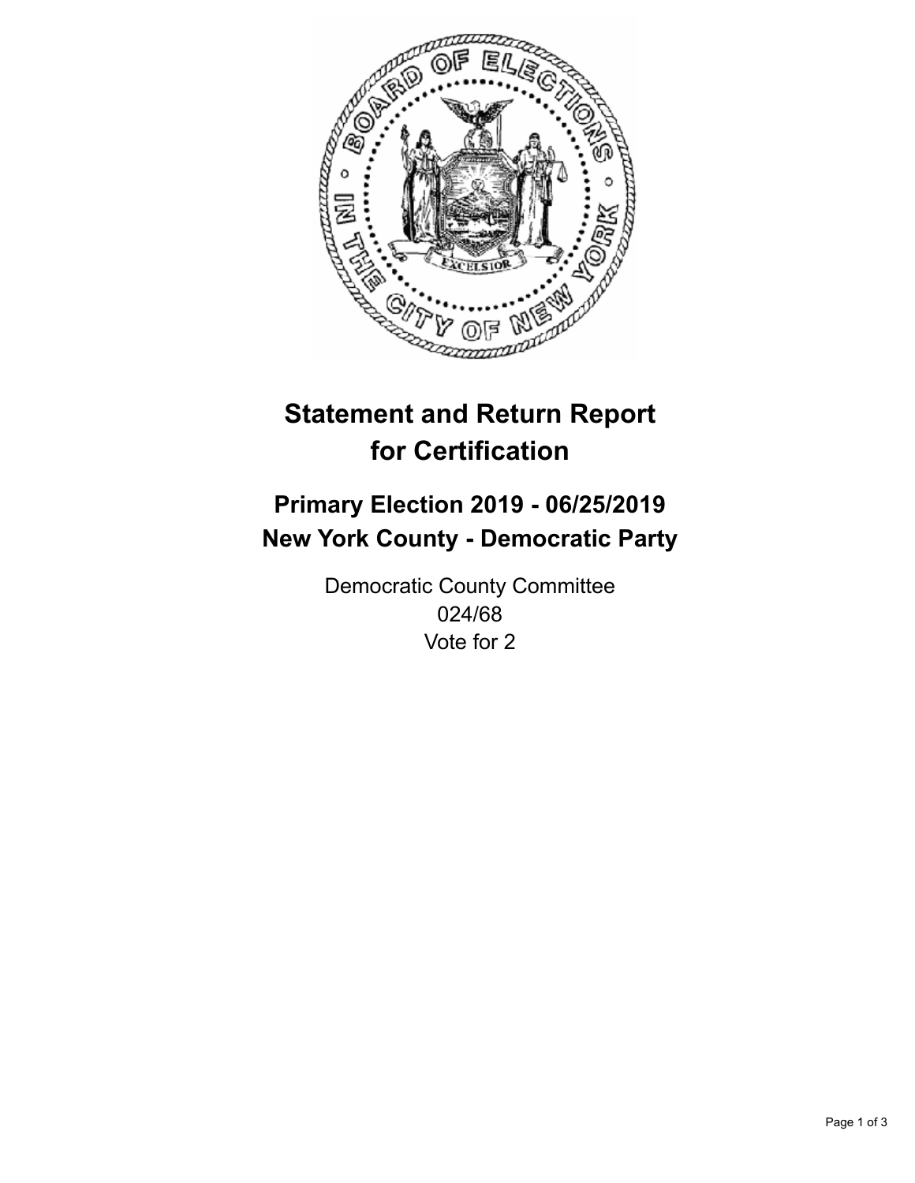# Statement and Return Report for Certification

## Primary Election 2019 - 06/25/2019
## New York County - Democratic Party

Democratic County Committee
024/68
Vote for 2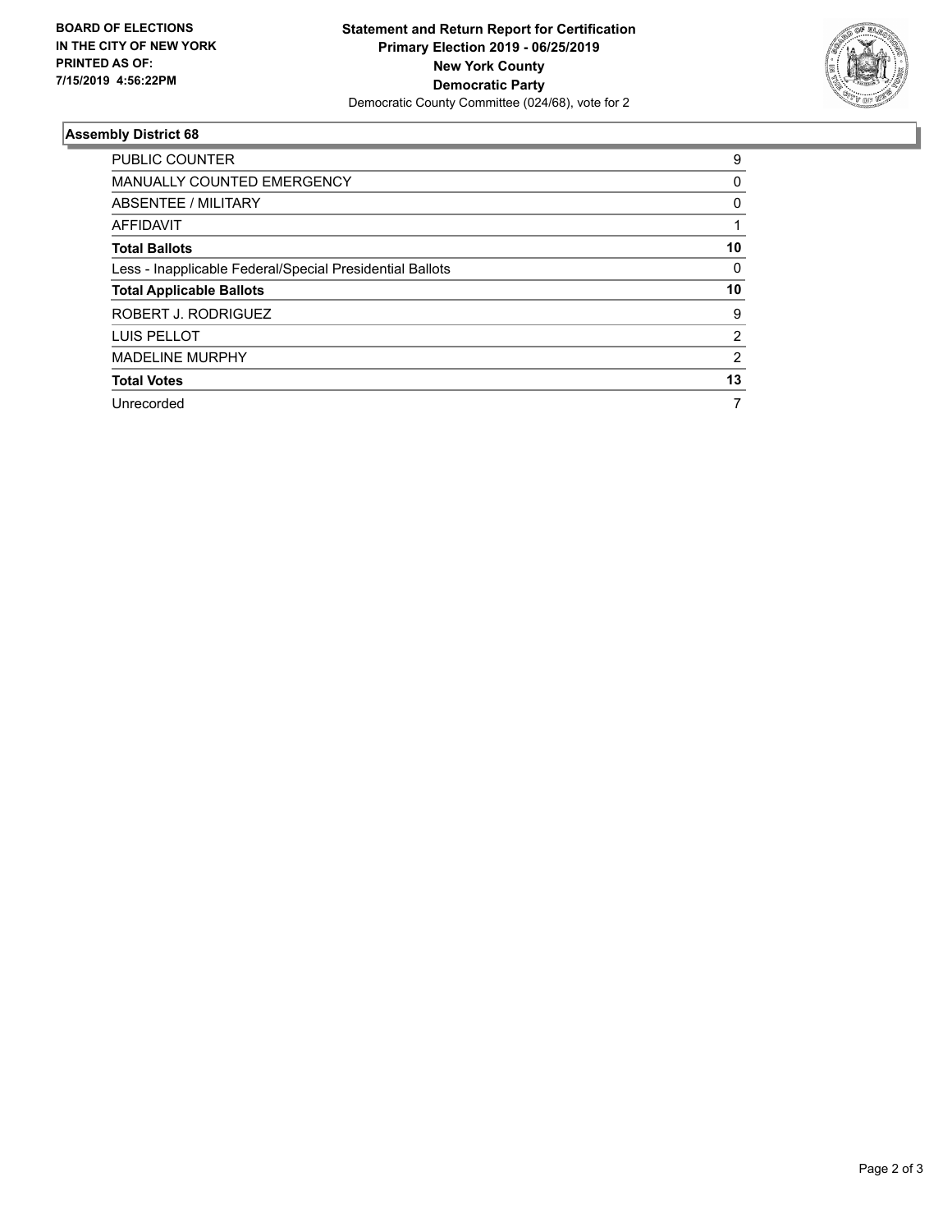**BOARD OF ELECTIONS IN THE CITY OF NEW YORK PRINTED AS OF: 7/15/2019 4:56:22PM**

**Statement and Return Report for Certification**
**Primary Election 2019 - 06/25/2019**
**New York County**
**Democratic Party**
Democratic County Committee (024/68), vote for 2

### Assembly District 68

| | |
|---|---|
| PUBLIC COUNTER | 9 |
| MANUALLY COUNTED EMERGENCY | 0 |
| ABSENTEE / MILITARY | 0 |
| AFFIDAVIT | 1 |
| **Total Ballots** | **10** |
| Less - Inapplicable Federal/Special Presidential Ballots | 0 |
| **Total Applicable Ballots** | **10** |
| ROBERT J. RODRIGUEZ | 9 |
| LUIS PELLOT | 2 |
| MADELINE MURPHY | 2 |
| **Total Votes** | **13** |
| Unrecorded | 7 |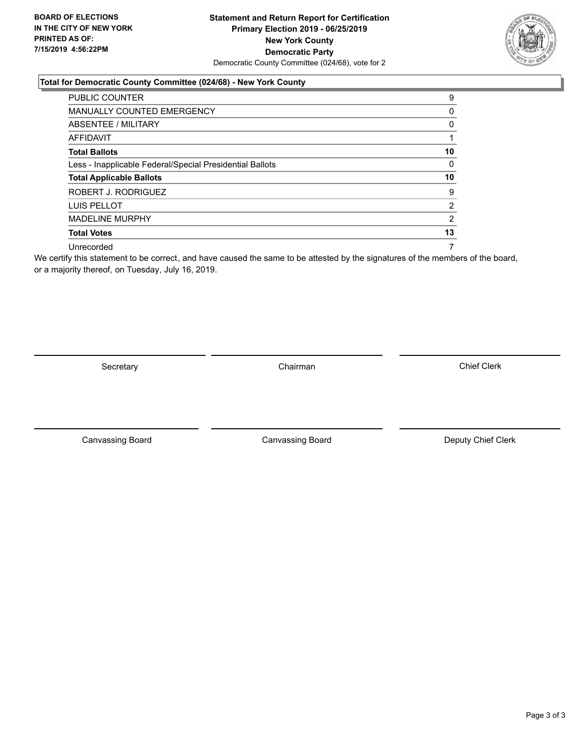**BOARD OF ELECTIONS IN THE CITY OF NEW YORK PRINTED AS OF: 7/15/2019 4:56:22PM**

**Statement and Return Report for Certification**
**Primary Election 2019 - 06/25/2019**
**New York County**
**Democratic Party**
Democratic County Committee (024/68), vote for 2

### Total for Democratic County Committee (024/68) - New York County

| | |
|---|---|
| PUBLIC COUNTER | 9 |
| MANUALLY COUNTED EMERGENCY | 0 |
| ABSENTEE / MILITARY | 0 |
| AFFIDAVIT | 1 |
| **Total Ballots** | **10** |
| Less - Inapplicable Federal/Special Presidential Ballots | 0 |
| **Total Applicable Ballots** | **10** |
| ROBERT J. RODRIGUEZ | 9 |
| LUIS PELLOT | 2 |
| MADELINE MURPHY | 2 |
| **Total Votes** | **13** |
| Unrecorded | 7 |

We certify this statement to be correct, and have caused the same to be attested by the signatures of the members of the board, or a majority thereof, on Tuesday, July 16, 2019.

Secretary | Chairman | Chief Clerk

Canvassing Board | Canvassing Board | Deputy Chief Clerk